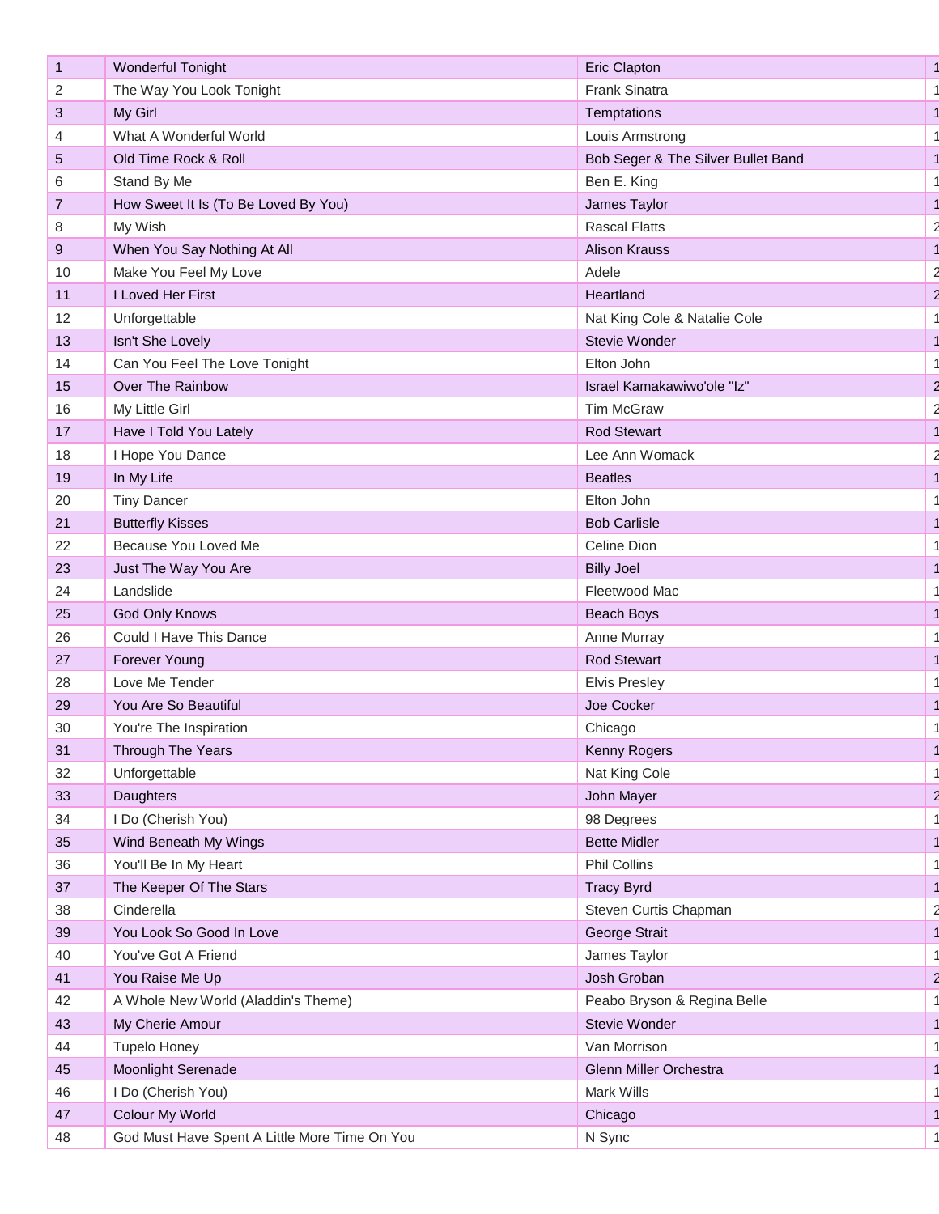| | | | |
|---|---|---|---|
| 1 | Wonderful Tonight | Eric Clapton | 1 |
| 2 | The Way You Look Tonight | Frank Sinatra | 1 |
| 3 | My Girl | Temptations | 1 |
| 4 | What A Wonderful World | Louis Armstrong | 1 |
| 5 | Old Time Rock & Roll | Bob Seger & The Silver Bullet Band | 1 |
| 6 | Stand By Me | Ben E. King | 1 |
| 7 | How Sweet It Is (To Be Loved By You) | James Taylor | 1 |
| 8 | My Wish | Rascal Flatts | 2 |
| 9 | When You Say Nothing At All | Alison Krauss | 1 |
| 10 | Make You Feel My Love | Adele | 2 |
| 11 | I Loved Her First | Heartland | 2 |
| 12 | Unforgettable | Nat King Cole & Natalie Cole | 1 |
| 13 | Isn't She Lovely | Stevie Wonder | 1 |
| 14 | Can You Feel The Love Tonight | Elton John | 1 |
| 15 | Over The Rainbow | Israel Kamakawiwo'ole "Iz" | 2 |
| 16 | My Little Girl | Tim McGraw | 2 |
| 17 | Have I Told You Lately | Rod Stewart | 1 |
| 18 | I Hope You Dance | Lee Ann Womack | 2 |
| 19 | In My Life | Beatles | 1 |
| 20 | Tiny Dancer | Elton John | 1 |
| 21 | Butterfly Kisses | Bob Carlisle | 1 |
| 22 | Because You Loved Me | Celine Dion | 1 |
| 23 | Just The Way You Are | Billy Joel | 1 |
| 24 | Landslide | Fleetwood Mac | 1 |
| 25 | God Only Knows | Beach Boys | 1 |
| 26 | Could I Have This Dance | Anne Murray | 1 |
| 27 | Forever Young | Rod Stewart | 1 |
| 28 | Love Me Tender | Elvis Presley | 1 |
| 29 | You Are So Beautiful | Joe Cocker | 1 |
| 30 | You're The Inspiration | Chicago | 1 |
| 31 | Through The Years | Kenny Rogers | 1 |
| 32 | Unforgettable | Nat King Cole | 1 |
| 33 | Daughters | John Mayer | 2 |
| 34 | I Do (Cherish You) | 98 Degrees | 1 |
| 35 | Wind Beneath My Wings | Bette Midler | 1 |
| 36 | You'll Be In My Heart | Phil Collins | 1 |
| 37 | The Keeper Of The Stars | Tracy Byrd | 1 |
| 38 | Cinderella | Steven Curtis Chapman | 2 |
| 39 | You Look So Good In Love | George Strait | 1 |
| 40 | You've Got A Friend | James Taylor | 1 |
| 41 | You Raise Me Up | Josh Groban | 2 |
| 42 | A Whole New World (Aladdin's Theme) | Peabo Bryson & Regina Belle | 1 |
| 43 | My Cherie Amour | Stevie Wonder | 1 |
| 44 | Tupelo Honey | Van Morrison | 1 |
| 45 | Moonlight Serenade | Glenn Miller Orchestra | 1 |
| 46 | I Do (Cherish You) | Mark Wills | 1 |
| 47 | Colour My World | Chicago | 1 |
| 48 | God Must Have Spent A Little More Time On You | N Sync | 1 |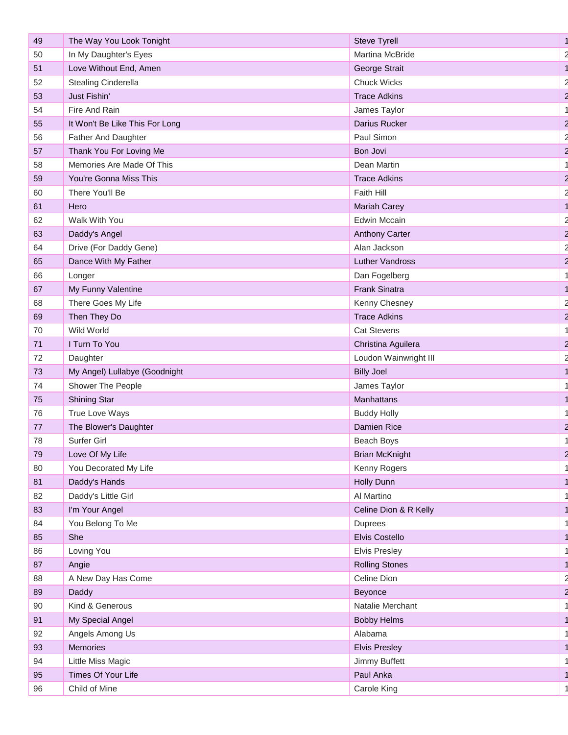| | | | |
|---|---|---|---|
| 49 | The Way You Look Tonight | Steve Tyrell | 1 |
| 50 | In My Daughter's Eyes | Martina McBride | 2 |
| 51 | Love Without End, Amen | George Strait | 1 |
| 52 | Stealing Cinderella | Chuck Wicks | 2 |
| 53 | Just Fishin' | Trace Adkins | 2 |
| 54 | Fire And Rain | James Taylor | 1 |
| 55 | It Won't Be Like This For Long | Darius Rucker | 2 |
| 56 | Father And Daughter | Paul Simon | 2 |
| 57 | Thank You For Loving Me | Bon Jovi | 2 |
| 58 | Memories Are Made Of This | Dean Martin | 1 |
| 59 | You're Gonna Miss This | Trace Adkins | 2 |
| 60 | There You'll Be | Faith Hill | 2 |
| 61 | Hero | Mariah Carey | 1 |
| 62 | Walk With You | Edwin Mccain | 2 |
| 63 | Daddy's Angel | Anthony Carter | 2 |
| 64 | Drive (For Daddy Gene) | Alan Jackson | 2 |
| 65 | Dance With My Father | Luther Vandross | 2 |
| 66 | Longer | Dan Fogelberg | 1 |
| 67 | My Funny Valentine | Frank Sinatra | 1 |
| 68 | There Goes My Life | Kenny Chesney | 2 |
| 69 | Then They Do | Trace Adkins | 2 |
| 70 | Wild World | Cat Stevens | 1 |
| 71 | I Turn To You | Christina Aguilera | 2 |
| 72 | Daughter | Loudon Wainwright III | 2 |
| 73 | My Angel) Lullabye (Goodnight | Billy Joel | 1 |
| 74 | Shower The People | James Taylor | 1 |
| 75 | Shining Star | Manhattans | 1 |
| 76 | True Love Ways | Buddy Holly | 1 |
| 77 | The Blower's Daughter | Damien Rice | 2 |
| 78 | Surfer Girl | Beach Boys | 1 |
| 79 | Love Of My Life | Brian McKnight | 2 |
| 80 | You Decorated My Life | Kenny Rogers | 1 |
| 81 | Daddy's Hands | Holly Dunn | 1 |
| 82 | Daddy's Little Girl | Al Martino | 1 |
| 83 | I'm Your Angel | Celine Dion & R Kelly | 1 |
| 84 | You Belong To Me | Duprees | 1 |
| 85 | She | Elvis Costello | 1 |
| 86 | Loving You | Elvis Presley | 1 |
| 87 | Angie | Rolling Stones | 1 |
| 88 | A New Day Has Come | Celine Dion | 2 |
| 89 | Daddy | Beyonce | 2 |
| 90 | Kind & Generous | Natalie Merchant | 1 |
| 91 | My Special Angel | Bobby Helms | 1 |
| 92 | Angels Among Us | Alabama | 1 |
| 93 | Memories | Elvis Presley | 1 |
| 94 | Little Miss Magic | Jimmy Buffett | 1 |
| 95 | Times Of Your Life | Paul Anka | 1 |
| 96 | Child of Mine | Carole King | 1 |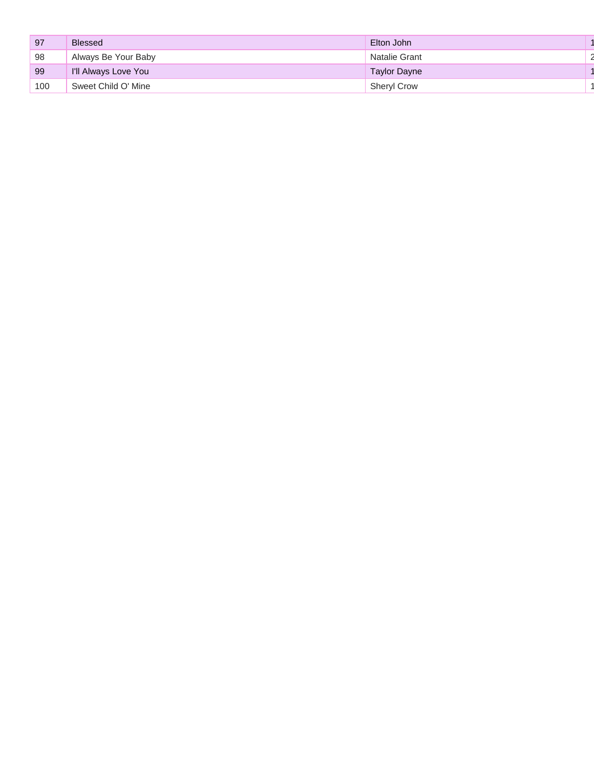| | | | |
|---|---|---|---|
| 97 | Blessed | Elton John | 1 |
| 98 | Always Be Your Baby | Natalie Grant | 2 |
| 99 | I'll Always Love You | Taylor Dayne | 1 |
| 100 | Sweet Child O' Mine | Sheryl Crow | 1 |